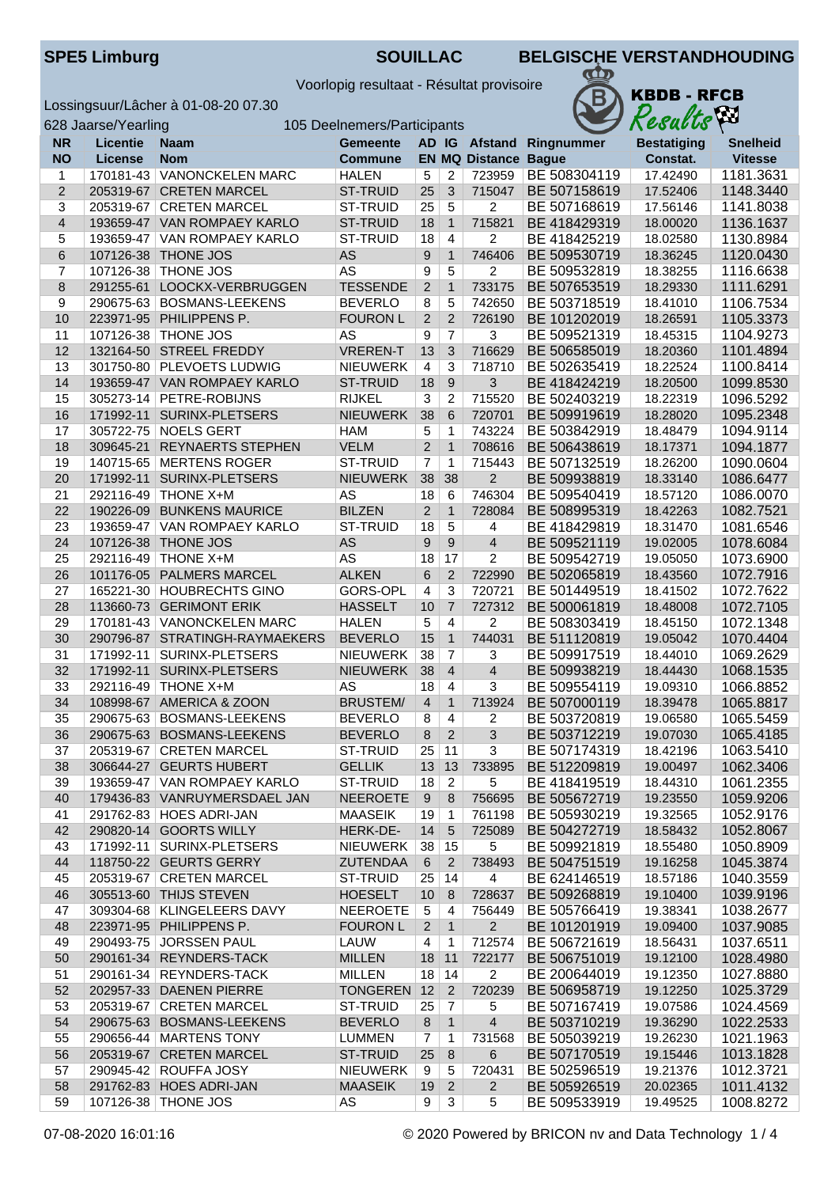**SPE5 Limburg** **SOUILLAC** **BELGISCHE VERSTANDHOUDING**

Voorlopig resultaat - Résultat provisoire

**KBDB - RFCB**

Lossingsuur/Lâcher à 01-08-20 07.30

628 Jaarse/Yearling 105 Deelnemers/Participants

| NR NO | Licentie License | Naam Nom | Gemeente Commune | AD EN | IG MQ | Afstand Distance | Ringnummer Bague | Bestatiging Constat. | Snelheid Vitesse |
|---|---|---|---|---|---|---|---|---|---|
| 1 | 170181-43 | VANONCKELEN MARC | HALEN | 5 | 2 | 723959 | BE 508304119 | 17.42490 | 1181.3631 |
| 2 | 205319-67 | CRETEN MARCEL | ST-TRUID | 25 | 3 | 715047 | BE 507158619 | 17.52406 | 1148.3440 |
| 3 | 205319-67 | CRETEN MARCEL | ST-TRUID | 25 | 5 | 2 | BE 507168619 | 17.56146 | 1141.8038 |
| 4 | 193659-47 | VAN ROMPAEY KARLO | ST-TRUID | 18 | 1 | 715821 | BE 418429319 | 18.00020 | 1136.1637 |
| 5 | 193659-47 | VAN ROMPAEY KARLO | ST-TRUID | 18 | 4 | 2 | BE 418425219 | 18.02580 | 1130.8984 |
| 6 | 107126-38 | THONE JOS | AS | 9 | 1 | 746406 | BE 509530719 | 18.36245 | 1120.0430 |
| 7 | 107126-38 | THONE JOS | AS | 9 | 5 | 2 | BE 509532819 | 18.38255 | 1116.6638 |
| 8 | 291255-61 | LOOCKX-VERBRUGGEN | TESSENDE | 2 | 1 | 733175 | BE 507653519 | 18.29330 | 1111.6291 |
| 9 | 290675-63 | BOSMANS-LEEKENS | BEVERLO | 8 | 5 | 742650 | BE 503718519 | 18.41010 | 1106.7534 |
| 10 | 223971-95 | PHILIPPENS P. | FOURON L | 2 | 2 | 726190 | BE 101202019 | 18.26591 | 1105.3373 |
| 11 | 107126-38 | THONE JOS | AS | 9 | 7 | 3 | BE 509521319 | 18.45315 | 1104.9273 |
| 12 | 132164-50 | STREEL FREDDY | VREREN-T | 13 | 3 | 716629 | BE 506585019 | 18.20360 | 1101.4894 |
| 13 | 301750-80 | PLEVOETS LUDWIG | NIEUWERK | 4 | 3 | 718710 | BE 502635419 | 18.22524 | 1100.8414 |
| 14 | 193659-47 | VAN ROMPAEY KARLO | ST-TRUID | 18 | 9 | 3 | BE 418424219 | 18.20500 | 1099.8530 |
| 15 | 305273-14 | PETRE-ROBIJNS | RIJKEL | 3 | 2 | 715520 | BE 502403219 | 18.22319 | 1096.5292 |
| 16 | 171992-11 | SURINX-PLETSERS | NIEUWERK | 38 | 6 | 720701 | BE 509919619 | 18.28020 | 1095.2348 |
| 17 | 305722-75 | NOELS GERT | HAM | 5 | 1 | 743224 | BE 503842919 | 18.48479 | 1094.9114 |
| 18 | 309645-21 | REYNAERTS STEPHEN | VELM | 2 | 1 | 708616 | BE 506438619 | 18.17371 | 1094.1877 |
| 19 | 140715-65 | MERTENS ROGER | ST-TRUID | 7 | 1 | 715443 | BE 507132519 | 18.26200 | 1090.0604 |
| 20 | 171992-11 | SURINX-PLETSERS | NIEUWERK | 38 | 38 | 2 | BE 509938819 | 18.33140 | 1086.6477 |
| 21 | 292116-49 | THONE X+M | AS | 18 | 6 | 746304 | BE 509540419 | 18.57120 | 1086.0070 |
| 22 | 190226-09 | BUNKENS MAURICE | BILZEN | 2 | 1 | 728084 | BE 508995319 | 18.42263 | 1082.7521 |
| 23 | 193659-47 | VAN ROMPAEY KARLO | ST-TRUID | 18 | 5 | 4 | BE 418429819 | 18.31470 | 1081.6546 |
| 24 | 107126-38 | THONE JOS | AS | 9 | 9 | 4 | BE 509521119 | 19.02005 | 1078.6084 |
| 25 | 292116-49 | THONE X+M | AS | 18 | 17 | 2 | BE 509542719 | 19.05050 | 1073.6900 |
| 26 | 101176-05 | PALMERS MARCEL | ALKEN | 6 | 2 | 722990 | BE 502065819 | 18.43560 | 1072.7916 |
| 27 | 165221-30 | HOUBRECHTS GINO | GORS-OPL | 4 | 3 | 720721 | BE 501449519 | 18.41502 | 1072.7622 |
| 28 | 113660-73 | GERIMONT ERIK | HASSELT | 10 | 7 | 727312 | BE 500061819 | 18.48008 | 1072.7105 |
| 29 | 170181-43 | VANONCKELEN MARC | HALEN | 5 | 4 | 2 | BE 508303419 | 18.45150 | 1072.1348 |
| 30 | 290796-87 | STRATINGH-RAYMAEKERS | BEVERLO | 15 | 1 | 744031 | BE 511120819 | 19.05042 | 1070.4404 |
| 31 | 171992-11 | SURINX-PLETSERS | NIEUWERK | 38 | 7 | 3 | BE 509917519 | 18.44010 | 1069.2629 |
| 32 | 171992-11 | SURINX-PLETSERS | NIEUWERK | 38 | 4 | 4 | BE 509938219 | 18.44430 | 1068.1535 |
| 33 | 292116-49 | THONE X+M | AS | 18 | 4 | 3 | BE 509554119 | 19.09310 | 1066.8852 |
| 34 | 108998-67 | AMERICA & ZOON | BRUSTEM/ | 4 | 1 | 713924 | BE 507000119 | 18.39478 | 1065.8817 |
| 35 | 290675-63 | BOSMANS-LEEKENS | BEVERLO | 8 | 4 | 2 | BE 503720819 | 19.06580 | 1065.5459 |
| 36 | 290675-63 | BOSMANS-LEEKENS | BEVERLO | 8 | 2 | 3 | BE 503712219 | 19.07030 | 1065.4185 |
| 37 | 205319-67 | CRETEN MARCEL | ST-TRUID | 25 | 11 | 3 | BE 507174319 | 18.42196 | 1063.5410 |
| 38 | 306644-27 | GEURTS HUBERT | GELLIK | 13 | 13 | 733895 | BE 512209819 | 19.00497 | 1062.3406 |
| 39 | 193659-47 | VAN ROMPAEY KARLO | ST-TRUID | 18 | 2 | 5 | BE 418419519 | 18.44310 | 1061.2355 |
| 40 | 179436-83 | VANRUYMERSDAEL JAN | NEEROETE | 9 | 8 | 756695 | BE 505672719 | 19.23550 | 1059.9206 |
| 41 | 291762-83 | HOES ADRI-JAN | MAASEIK | 19 | 1 | 761198 | BE 505930219 | 19.32565 | 1052.9176 |
| 42 | 290820-14 | GOORTS WILLY | HERK-DE- | 14 | 5 | 725089 | BE 504272719 | 18.58432 | 1052.8067 |
| 43 | 171992-11 | SURINX-PLETSERS | NIEUWERK | 38 | 15 | 5 | BE 509921819 | 18.55480 | 1050.8909 |
| 44 | 118750-22 | GEURTS GERRY | ZUTENDAA | 6 | 2 | 738493 | BE 504751519 | 19.16258 | 1045.3874 |
| 45 | 205319-67 | CRETEN MARCEL | ST-TRUID | 25 | 14 | 4 | BE 624146519 | 18.57186 | 1040.3559 |
| 46 | 305513-60 | THIJS STEVEN | HOESELT | 10 | 8 | 728637 | BE 509268819 | 19.10400 | 1039.9196 |
| 47 | 309304-68 | KLINGELEERS DAVY | NEEROETE | 5 | 4 | 756449 | BE 505766419 | 19.38341 | 1038.2677 |
| 48 | 223971-95 | PHILIPPENS P. | FOURON L | 2 | 1 | 2 | BE 101201919 | 19.09400 | 1037.9085 |
| 49 | 290493-75 | JORSSEN PAUL | LAUW | 4 | 1 | 712574 | BE 506721619 | 18.56431 | 1037.6511 |
| 50 | 290161-34 | REYNDERS-TACK | MILLEN | 18 | 11 | 722177 | BE 506751019 | 19.12100 | 1028.4980 |
| 51 | 290161-34 | REYNDERS-TACK | MILLEN | 18 | 14 | 2 | BE 200644019 | 19.12350 | 1027.8880 |
| 52 | 202957-33 | DAENEN PIERRE | TONGEREN | 12 | 2 | 720239 | BE 506958719 | 19.12250 | 1025.3729 |
| 53 | 205319-67 | CRETEN MARCEL | ST-TRUID | 25 | 7 | 5 | BE 507167419 | 19.07586 | 1024.4569 |
| 54 | 290675-63 | BOSMANS-LEEKENS | BEVERLO | 8 | 1 | 4 | BE 503710219 | 19.36290 | 1022.2533 |
| 55 | 290656-44 | MARTENS TONY | LUMMEN | 7 | 1 | 731568 | BE 505039219 | 19.26230 | 1021.1963 |
| 56 | 205319-67 | CRETEN MARCEL | ST-TRUID | 25 | 8 | 6 | BE 507170519 | 19.15446 | 1013.1828 |
| 57 | 290945-42 | ROUFFA JOSY | NIEUWERK | 9 | 5 | 720431 | BE 502596519 | 19.21376 | 1012.3721 |
| 58 | 291762-83 | HOES ADRI-JAN | MAASEIK | 19 | 2 | 2 | BE 505926519 | 20.02365 | 1011.4132 |
| 59 | 107126-38 | THONE JOS | AS | 9 | 3 | 5 | BE 509533919 | 19.49525 | 1008.8272 |

07-08-2020 16:01:16 © 2020 Powered by BRICON nv and Data Technology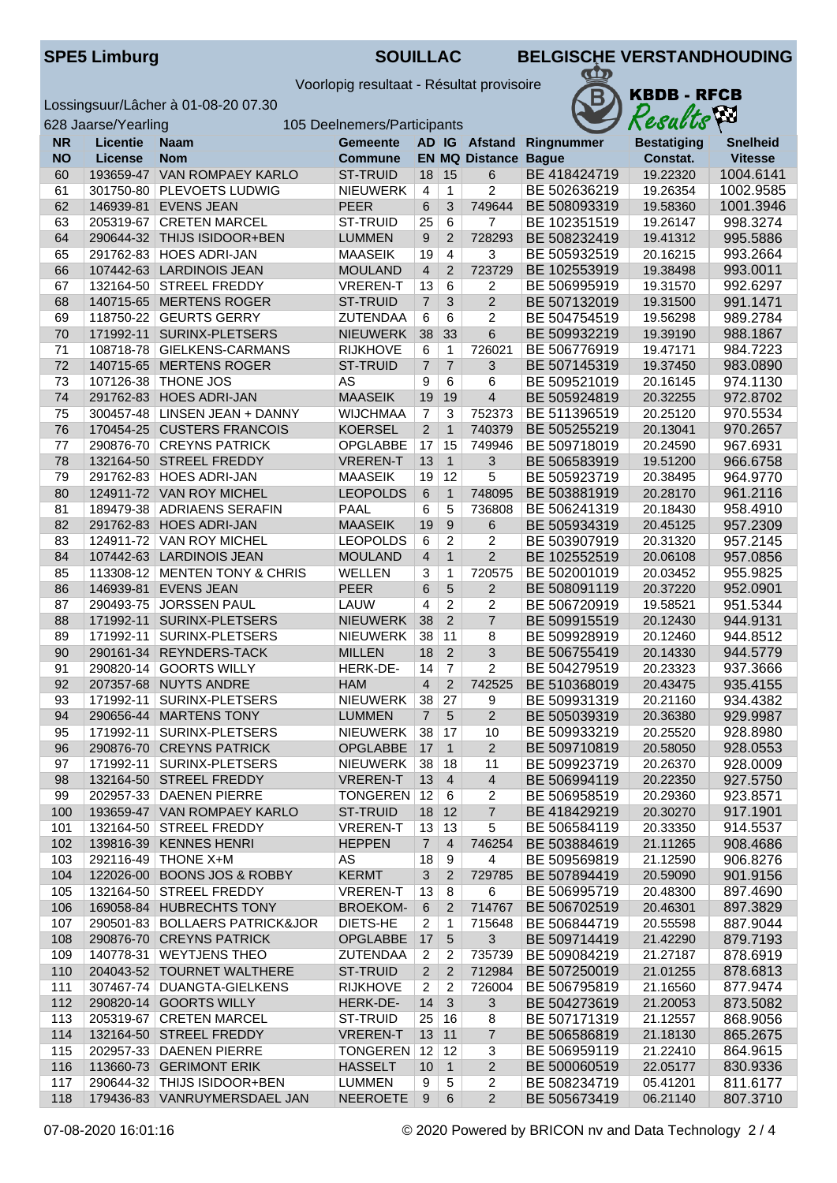**SPE5 Limburg** **SOUILLAC** **BELGISCHE VERSTANDHOUDING**

Voorlopig resultaat - Résultat provisoire

KBDB - RFCB

Lossingsuur/Lâcher à 01-08-20 07.30

628 Jaarse/Yearling 105 Deelnemers/Participants

| NR NO | Licentie License | Naam Nom | Gemeente Commune | AD EN | IG MQ | Afstand Distance | Ringnummer Bague | Bestatiging Constat. | Snelheid Vitesse |
|---|---|---|---|---|---|---|---|---|---|
| 60 | 193659-47 | VAN ROMPAEY KARLO | ST-TRUID | 18 | 15 | 6 | BE 418424719 | 19.22320 | 1004.6141 |
| 61 | 301750-80 | PLEVOETS LUDWIG | NIEUWERK | 4 | 1 | 2 | BE 502636219 | 19.26354 | 1002.9585 |
| 62 | 146939-81 | EVENS JEAN | PEER | 6 | 3 | 749644 | BE 508093319 | 19.58360 | 1001.3946 |
| 63 | 205319-67 | CRETEN MARCEL | ST-TRUID | 25 | 6 | 7 | BE 102351519 | 19.26147 | 998.3274 |
| 64 | 290644-32 | THIJS ISIDOOR+BEN | LUMMEN | 9 | 2 | 728293 | BE 508232419 | 19.41312 | 995.5886 |
| 65 | 291762-83 | HOES ADRI-JAN | MAASEIK | 19 | 4 | 3 | BE 505932519 | 20.16215 | 993.2664 |
| 66 | 107442-63 | LARDINOIS JEAN | MOULAND | 4 | 2 | 723729 | BE 102553919 | 19.38498 | 993.0011 |
| 67 | 132164-50 | STREEL FREDDY | VREREN-T | 13 | 6 | 2 | BE 506995919 | 19.31570 | 992.6297 |
| 68 | 140715-65 | MERTENS ROGER | ST-TRUID | 7 | 3 | 2 | BE 507132019 | 19.31500 | 991.1471 |
| 69 | 118750-22 | GEURTS GERRY | ZUTENDAA | 6 | 6 | 2 | BE 504754519 | 19.56298 | 989.2784 |
| 70 | 171992-11 | SURINX-PLETSERS | NIEUWERK | 38 | 33 | 6 | BE 509932219 | 19.39190 | 988.1867 |
| 71 | 108718-78 | GIELKENS-CARMANS | RIJKHOVE | 6 | 1 | 726021 | BE 506776919 | 19.47171 | 984.7223 |
| 72 | 140715-65 | MERTENS ROGER | ST-TRUID | 7 | 7 | 3 | BE 507145319 | 19.37450 | 983.0890 |
| 73 | 107126-38 | THONE JOS | AS | 9 | 6 | 6 | BE 509521019 | 20.16145 | 974.1130 |
| 74 | 291762-83 | HOES ADRI-JAN | MAASEIK | 19 | 19 | 4 | BE 505924819 | 20.32255 | 972.8702 |
| 75 | 300457-48 | LINSEN JEAN + DANNY | WIJCHMAA | 7 | 3 | 752373 | BE 511396519 | 20.25120 | 970.5534 |
| 76 | 170454-25 | CUSTERS FRANCOIS | KOERSEL | 2 | 1 | 740379 | BE 505255219 | 20.13041 | 970.2657 |
| 77 | 290876-70 | CREYNS PATRICK | OPGLABBE | 17 | 15 | 749946 | BE 509718019 | 20.24590 | 967.6931 |
| 78 | 132164-50 | STREEL FREDDY | VREREN-T | 13 | 1 | 3 | BE 506583919 | 19.51200 | 966.6758 |
| 79 | 291762-83 | HOES ADRI-JAN | MAASEIK | 19 | 12 | 5 | BE 505923719 | 20.38495 | 964.9770 |
| 80 | 124911-72 | VAN ROY MICHEL | LEOPOLDS | 6 | 1 | 748095 | BE 503881919 | 20.28170 | 961.2116 |
| 81 | 189479-38 | ADRIAENS SERAFIN | PAAL | 6 | 5 | 736808 | BE 506241319 | 20.18430 | 958.4910 |
| 82 | 291762-83 | HOES ADRI-JAN | MAASEIK | 19 | 9 | 6 | BE 505934319 | 20.45125 | 957.2309 |
| 83 | 124911-72 | VAN ROY MICHEL | LEOPOLDS | 6 | 2 | 2 | BE 503907919 | 20.31320 | 957.2145 |
| 84 | 107442-63 | LARDINOIS JEAN | MOULAND | 4 | 1 | 2 | BE 102552519 | 20.06108 | 957.0856 |
| 85 | 113308-12 | MENTEN TONY & CHRIS | WELLEN | 3 | 1 | 720575 | BE 502001019 | 20.03452 | 955.9825 |
| 86 | 146939-81 | EVENS JEAN | PEER | 6 | 5 | 2 | BE 508091119 | 20.37220 | 952.0901 |
| 87 | 290493-75 | JORSSEN PAUL | LAUW | 4 | 2 | 2 | BE 506720919 | 19.58521 | 951.5344 |
| 88 | 171992-11 | SURINX-PLETSERS | NIEUWERK | 38 | 2 | 7 | BE 509915519 | 20.12430 | 944.9131 |
| 89 | 171992-11 | SURINX-PLETSERS | NIEUWERK | 38 | 11 | 8 | BE 509928919 | 20.12460 | 944.8512 |
| 90 | 290161-34 | REYNDERS-TACK | MILLEN | 18 | 2 | 3 | BE 506755419 | 20.14330 | 944.5779 |
| 91 | 290820-14 | GOORTS WILLY | HERK-DE- | 14 | 7 | 2 | BE 504273619 | 20.23323 | 937.3666 |
| 92 | 207357-68 | NUYTS ANDRE | HAM | 4 | 2 | 742525 | BE 510368019 | 20.43475 | 935.4155 |
| 93 | 171992-11 | SURINX-PLETSERS | NIEUWERK | 38 | 27 | 9 | BE 509931319 | 20.21160 | 934.4382 |
| 94 | 290656-44 | MARTENS TONY | LUMMEN | 7 | 5 | 2 | BE 505039319 | 20.36380 | 929.9987 |
| 95 | 171992-11 | SURINX-PLETSERS | NIEUWERK | 38 | 17 | 10 | BE 509933219 | 20.25520 | 928.8980 |
| 96 | 290876-70 | CREYNS PATRICK | OPGLABBE | 17 | 1 | 2 | BE 509710819 | 20.58050 | 928.0553 |
| 97 | 171992-11 | SURINX-PLETSERS | NIEUWERK | 38 | 18 | 11 | BE 509923719 | 20.26370 | 928.0009 |
| 98 | 132164-50 | STREEL FREDDY | VREREN-T | 13 | 4 | 4 | BE 506994119 | 20.22350 | 927.5750 |
| 99 | 202957-33 | DAENEN PIERRE | TONGEREN | 12 | 6 | 2 | BE 506958519 | 20.29360 | 923.8571 |
| 100 | 193659-47 | VAN ROMPAEY KARLO | ST-TRUID | 18 | 12 | 7 | BE 418429219 | 20.30270 | 917.1901 |
| 101 | 132164-50 | STREEL FREDDY | VREREN-T | 13 | 13 | 5 | BE 506584119 | 20.33350 | 914.5537 |
| 102 | 139816-39 | KENNES HENRI | HEPPEN | 7 | 4 | 746254 | BE 503884619 | 21.11265 | 908.4686 |
| 103 | 292116-49 | THONE X+M | AS | 18 | 9 | 4 | BE 509569819 | 21.12590 | 906.8276 |
| 104 | 122026-00 | BOONS JOS & ROBBY | KERMT | 3 | 2 | 729785 | BE 507894419 | 20.59090 | 901.9156 |
| 105 | 132164-50 | STREEL FREDDY | VREREN-T | 13 | 8 | 6 | BE 506995719 | 20.48300 | 897.4690 |
| 106 | 169058-84 | HUBRECHTS TONY | BROEKOM- | 6 | 2 | 714767 | BE 506702519 | 20.46301 | 897.3829 |
| 107 | 290501-83 | BOLLAERS PATRICK&JOR | DIETS-HE | 2 | 1 | 715648 | BE 506844719 | 20.55598 | 887.9044 |
| 108 | 290876-70 | CREYNS PATRICK | OPGLABBE | 17 | 5 | 3 | BE 509714419 | 21.42290 | 879.7193 |
| 109 | 140778-31 | WEYTJENS THEO | ZUTENDAA | 2 | 2 | 735739 | BE 509084219 | 21.27187 | 878.6919 |
| 110 | 204043-52 | TOURNET WALTHERE | ST-TRUID | 2 | 2 | 712984 | BE 507250019 | 21.01255 | 878.6813 |
| 111 | 307467-74 | DUANGTA-GIELKENS | RIJKHOVE | 2 | 2 | 726004 | BE 506795819 | 21.16560 | 877.9474 |
| 112 | 290820-14 | GOORTS WILLY | HERK-DE- | 14 | 3 | 3 | BE 504273619 | 21.20053 | 873.5082 |
| 113 | 205319-67 | CRETEN MARCEL | ST-TRUID | 25 | 16 | 8 | BE 507171319 | 21.12557 | 868.9056 |
| 114 | 132164-50 | STREEL FREDDY | VREREN-T | 13 | 11 | 7 | BE 506586819 | 21.18130 | 865.2675 |
| 115 | 202957-33 | DAENEN PIERRE | TONGEREN | 12 | 12 | 3 | BE 506959119 | 21.22410 | 864.9615 |
| 116 | 113660-73 | GERIMONT ERIK | HASSELT | 10 | 1 | 2 | BE 500060519 | 22.05177 | 830.9336 |
| 117 | 290644-32 | THIJS ISIDOOR+BEN | LUMMEN | 9 | 5 | 2 | BE 508234719 | 05.41201 | 811.6177 |
| 118 | 179436-83 | VANRUYMERSDAEL JAN | NEEROETE | 9 | 6 | 2 | BE 505673419 | 06.21140 | 807.3710 |

07-08-2020 16:01:16 © 2020 Powered by BRICON nv and Data Technology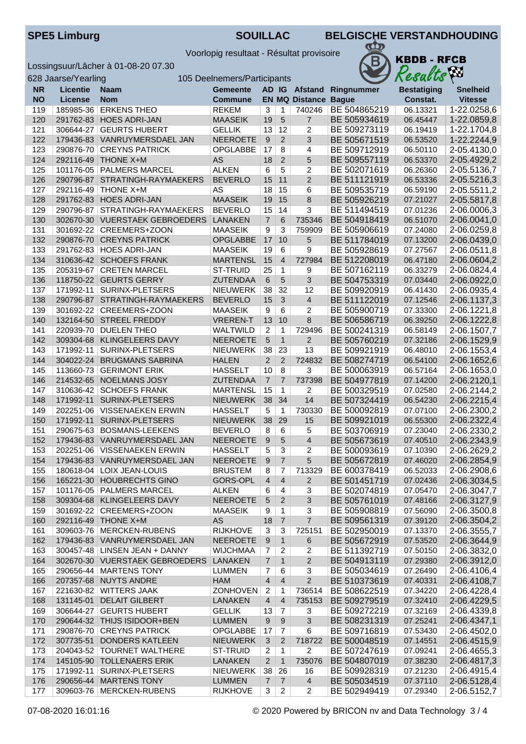**SPE5 Limburg** **SOUILLAC** **BELGISCHE VERSTANDHOUDING**

Voorlopig resultaat - Résultat provisoire

KBDB - RFCB Results

Lossingsuur/Lâcher à 01-08-20 07.30

628 Jaarse/Yearling 105 Deelnemers/Participants

| NR NO | Licentie License | Naam Nom | Gemeente Commune | AD EN | IG MQ | Afstand Distance | Ringnummer Bague | Bestatiging Constat. | Snelheid Vitesse |
|---|---|---|---|---|---|---|---|---|---|
| 119 | 185985-36 | ERKENS THEO | REKEM | 3 | 1 | 740246 | BE 504865219 | 06.13321 | 1-22.0258,6 |
| 120 | 291762-83 | HOES ADRI-JAN | MAASEIK | 19 | 5 | 7 | BE 505934619 | 06.45447 | 1-22.0859,8 |
| 121 | 306644-27 | GEURTS HUBERT | GELLIK | 13 | 12 | 2 | BE 509273119 | 06.19419 | 1-22.1704,8 |
| 122 | 179436-83 | VANRUYMERSDAEL JAN | NEEROETE | 9 | 2 | 3 | BE 505671519 | 06.53520 | 1-22.2244,9 |
| 123 | 290876-70 | CREYNS PATRICK | OPGLABBE | 17 | 8 | 4 | BE 509712919 | 06.50110 | 2-05.4130,0 |
| 124 | 292116-49 | THONE X+M | AS | 18 | 2 | 5 | BE 509557119 | 06.53370 | 2-05.4929,2 |
| 125 | 101176-05 | PALMERS MARCEL | ALKEN | 6 | 5 | 2 | BE 502071619 | 06.26360 | 2-05.5136,7 |
| 126 | 290796-87 | STRATINGH-RAYMAEKERS | BEVERLO | 15 | 11 | 2 | BE 511121919 | 06.53336 | 2-05.5216,3 |
| 127 | 292116-49 | THONE X+M | AS | 18 | 15 | 6 | BE 509535719 | 06.59190 | 2-05.5511,2 |
| 128 | 291762-83 | HOES ADRI-JAN | MAASEIK | 19 | 15 | 8 | BE 505926219 | 07.21027 | 2-05.5817,8 |
| 129 | 290796-87 | STRATINGH-RAYMAEKERS | BEVERLO | 15 | 14 | 3 | BE 511494519 | 07.01236 | 2-06.0006,3 |
| 130 | 302670-30 | VUERSTAEK GEBROEDERS | LANAKEN | 7 | 6 | 735346 | BE 504918419 | 06.51070 | 2-06.0041,0 |
| 131 | 301692-22 | CREEMERS+ZOON | MAASEIK | 9 | 3 | 759909 | BE 505906619 | 07.24080 | 2-06.0259,8 |
| 132 | 290876-70 | CREYNS PATRICK | OPGLABBE | 17 | 10 | 5 | BE 511784019 | 07.13200 | 2-06.0439,0 |
| 133 | 291762-83 | HOES ADRI-JAN | MAASEIK | 19 | 6 | 9 | BE 505928619 | 07.27567 | 2-06.0511,8 |
| 134 | 310636-42 | SCHOEFS FRANK | MARTENSL | 15 | 4 | 727984 | BE 512208019 | 06.47180 | 2-06.0604,2 |
| 135 | 205319-67 | CRETEN MARCEL | ST-TRUID | 25 | 1 | 9 | BE 507162119 | 06.33279 | 2-06.0824,4 |
| 136 | 118750-22 | GEURTS GERRY | ZUTENDAA | 6 | 5 | 3 | BE 504753319 | 07.03440 | 2-06.0922,0 |
| 137 | 171992-11 | SURINX-PLETSERS | NIEUWERK | 38 | 32 | 12 | BE 509920919 | 06.41430 | 2-06.0935,4 |
| 138 | 290796-87 | STRATINGH-RAYMAEKERS | BEVERLO | 15 | 3 | 4 | BE 511122019 | 07.12546 | 2-06.1137,3 |
| 139 | 301692-22 | CREEMERS+ZOON | MAASEIK | 9 | 6 | 2 | BE 505900719 | 07.33300 | 2-06.1221,8 |
| 140 | 132164-50 | STREEL FREDDY | VREREN-T | 13 | 10 | 8 | BE 506586719 | 06.39250 | 2-06.1222,8 |
| 141 | 220939-70 | DUELEN THEO | WALTWILD | 2 | 1 | 729496 | BE 500241319 | 06.58149 | 2-06.1507,7 |
| 142 | 309304-68 | KLINGELEERS DAVY | NEEROETE | 5 | 1 | 2 | BE 505760219 | 07.32186 | 2-06.1529,9 |
| 143 | 171992-11 | SURINX-PLETSERS | NIEUWERK | 38 | 23 | 13 | BE 509921919 | 06.48010 | 2-06.1553,4 |
| 144 | 304022-24 | BRUGMANS SABRINA | HALEN | 2 | 2 | 724832 | BE 508274719 | 06.54100 | 2-06.1652,6 |
| 145 | 113660-73 | GERIMONT ERIK | HASSELT | 10 | 8 | 3 | BE 500063919 | 06.57164 | 2-06.1653,0 |
| 146 | 214532-65 | NOELMANS JOSY | ZUTENDAA | 7 | 7 | 737398 | BE 504977819 | 07.14200 | 2-06.2120,1 |
| 147 | 310636-42 | SCHOEFS FRANK | MARTENSL | 15 | 1 | 2 | BE 500329519 | 07.02580 | 2-06.2144,2 |
| 148 | 171992-11 | SURINX-PLETSERS | NIEUWERK | 38 | 34 | 14 | BE 507324419 | 06.54230 | 2-06.2215,4 |
| 149 | 202251-06 | VISSENAEKEN ERWIN | HASSELT | 5 | 1 | 730330 | BE 500092819 | 07.07100 | 2-06.2300,2 |
| 150 | 171992-11 | SURINX-PLETSERS | NIEUWERK | 38 | 29 | 15 | BE 509921019 | 06.55300 | 2-06.2322,4 |
| 151 | 290675-63 | BOSMANS-LEEKENS | BEVERLO | 8 | 6 | 5 | BE 503706919 | 07.23040 | 2-06.2330,2 |
| 152 | 179436-83 | VANRUYMERSDAEL JAN | NEEROETE | 9 | 5 | 4 | BE 505673619 | 07.40510 | 2-06.2343,9 |
| 153 | 202251-06 | VISSENAEKEN ERWIN | HASSELT | 5 | 3 | 2 | BE 500093619 | 07.10390 | 2-06.2629,2 |
| 154 | 179436-83 | VANRUYMERSDAEL JAN | NEEROETE | 9 | 7 | 5 | BE 505672719 | 07.46020 | 2-06.2854,9 |
| 155 | 180618-04 | LOIX JEAN-LOUIS | BRUSTEM | 8 | 7 | 713329 | BE 600378419 | 06.52033 | 2-06.2908,6 |
| 156 | 165221-30 | HOUBRECHTS GINO | GORS-OPL | 4 | 4 | 2 | BE 501451719 | 07.02436 | 2-06.3034,5 |
| 157 | 101176-05 | PALMERS MARCEL | ALKEN | 6 | 4 | 3 | BE 502074819 | 07.05470 | 2-06.3047,7 |
| 158 | 309304-68 | KLINGELEERS DAVY | NEEROETE | 5 | 2 | 3 | BE 505761019 | 07.48166 | 2-06.3127,9 |
| 159 | 301692-22 | CREEMERS+ZOON | MAASEIK | 9 | 1 | 3 | BE 505908819 | 07.56090 | 2-06.3500,8 |
| 160 | 292116-49 | THONE X+M | AS | 18 | 7 | 7 | BE 509561319 | 07.39120 | 2-06.3504,2 |
| 161 | 309603-76 | MERCKEN-RUBENS | RIJKHOVE | 3 | 3 | 725151 | BE 502950019 | 07.13370 | 2-06.3555,7 |
| 162 | 179436-83 | VANRUYMERSDAEL JAN | NEEROETE | 9 | 1 | 6 | BE 505672919 | 07.53520 | 2-06.3644,9 |
| 163 | 300457-48 | LINSEN JEAN + DANNY | WIJCHMAA | 7 | 2 | 2 | BE 511392719 | 07.50150 | 2-06.3832,0 |
| 164 | 302670-30 | VUERSTAEK GEBROEDERS | LANAKEN | 7 | 1 | 2 | BE 504913119 | 07.29380 | 2-06.3912,0 |
| 165 | 290656-44 | MARTENS TONY | LUMMEN | 7 | 6 | 3 | BE 505034619 | 07.26490 | 2-06.4106,4 |
| 166 | 207357-68 | NUYTS ANDRE | HAM | 4 | 4 | 2 | BE 510373619 | 07.40331 | 2-06.4108,7 |
| 167 | 221630-82 | WITTERS JAAK | ZONHOVEN | 2 | 1 | 736514 | BE 508622519 | 07.34220 | 2-06.4228,4 |
| 168 | 131145-01 | DELAIT GILBERT | LANAKEN | 4 | 4 | 735153 | BE 509279519 | 07.32410 | 2-06.4229,5 |
| 169 | 306644-27 | GEURTS HUBERT | GELLIK | 13 | 7 | 3 | BE 509272219 | 07.32169 | 2-06.4339,8 |
| 170 | 290644-32 | THIJS ISIDOOR+BEN | LUMMEN | 9 | 9 | 3 | BE 508231319 | 07.25241 | 2-06.4347,1 |
| 171 | 290876-70 | CREYNS PATRICK | OPGLABBE | 17 | 7 | 6 | BE 509716819 | 07.53430 | 2-06.4502,0 |
| 172 | 307735-51 | DONDERS KATLEEN | NIEUWERK | 3 | 2 | 718722 | BE 500048519 | 07.14551 | 2-06.4515,9 |
| 173 | 204043-52 | TOURNET WALTHERE | ST-TRUID | 2 | 1 | 2 | BE 507247619 | 07.09241 | 2-06.4655,3 |
| 174 | 145105-90 | TOLLENAERS ERIK | LANAKEN | 2 | 1 | 735076 | BE 504807019 | 07.38230 | 2-06.4817,3 |
| 175 | 171992-11 | SURINX-PLETSERS | NIEUWERK | 38 | 26 | 16 | BE 509928319 | 07.21230 | 2-06.4915,4 |
| 176 | 290656-44 | MARTENS TONY | LUMMEN | 7 | 7 | 4 | BE 505034519 | 07.37110 | 2-06.5128,4 |
| 177 | 309603-76 | MERCKEN-RUBENS | RIJKHOVE | 3 | 2 | 2 | BE 502949419 | 07.29340 | 2-06.5152,7 |

07-08-2020 16:01:16 © 2020 Powered by BRICON nv and Data Technology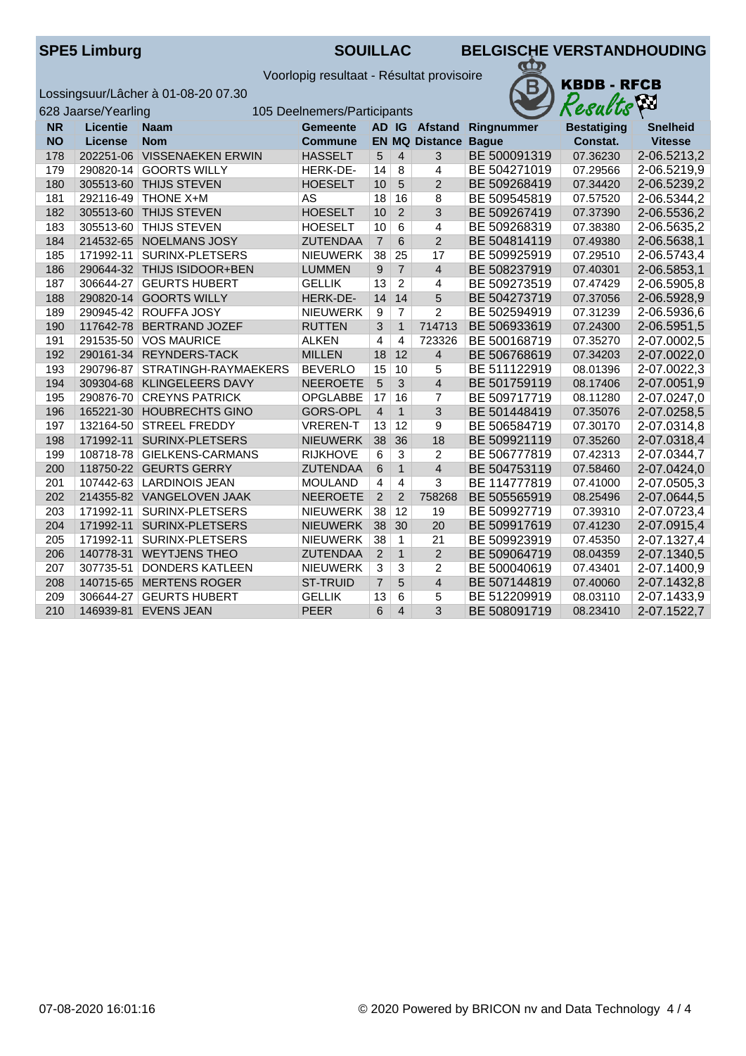**SPE5 Limburg** **SOUILLAC** **BELGISCHE VERSTANDHOUDING**

Voorlopig resultaat - Résultat provisoire

KBDB - RFCB Results

Lossingsuur/Lâcher à 01-08-20 07.30

628 Jaarse/Yearling 105 Deelnemers/Participants

| NR<br>NO | Licentie<br>License | Naam<br>Nom | Gemeente<br>Commune | AD<br>EN | IG<br>MQ | Afstand<br>Distance | Ringnummer<br>Bague | Bestatiging<br>Constat. | Snelheid<br>Vitesse |
|---|---|---|---|---|---|---|---|---|---|
| 178 | 202251-06 | VISSENAEKEN ERWIN | HASSELT | 5 | 4 | 3 | BE 500091319 | 07.36230 | 2-06.5213,2 |
| 179 | 290820-14 | GOORTS WILLY | HERK-DE- | 14 | 8 | 4 | BE 504271019 | 07.29566 | 2-06.5219,9 |
| 180 | 305513-60 | THIJS STEVEN | HOESELT | 10 | 5 | 2 | BE 509268419 | 07.34420 | 2-06.5239,2 |
| 181 | 292116-49 | THONE X+M | AS | 18 | 16 | 8 | BE 509545819 | 07.57520 | 2-06.5344,2 |
| 182 | 305513-60 | THIJS STEVEN | HOESELT | 10 | 2 | 3 | BE 509267419 | 07.37390 | 2-06.5536,2 |
| 183 | 305513-60 | THIJS STEVEN | HOESELT | 10 | 6 | 4 | BE 509268319 | 07.38380 | 2-06.5635,2 |
| 184 | 214532-65 | NOELMANS JOSY | ZUTENDAA | 7 | 6 | 2 | BE 504814119 | 07.49380 | 2-06.5638,1 |
| 185 | 171992-11 | SURINX-PLETSERS | NIEUWERK | 38 | 25 | 17 | BE 509925919 | 07.29510 | 2-06.5743,4 |
| 186 | 290644-32 | THIJS ISIDOOR+BEN | LUMMEN | 9 | 7 | 4 | BE 508237919 | 07.40301 | 2-06.5853,1 |
| 187 | 306644-27 | GEURTS HUBERT | GELLIK | 13 | 2 | 4 | BE 509273519 | 07.47429 | 2-06.5905,8 |
| 188 | 290820-14 | GOORTS WILLY | HERK-DE- | 14 | 14 | 5 | BE 504273719 | 07.37056 | 2-06.5928,9 |
| 189 | 290945-42 | ROUFFA JOSY | NIEUWERK | 9 | 7 | 2 | BE 502594919 | 07.31239 | 2-06.5936,6 |
| 190 | 117642-78 | BERTRAND JOZEF | RUTTEN | 3 | 1 | 714713 | BE 506933619 | 07.24300 | 2-06.5951,5 |
| 191 | 291535-50 | VOS MAURICE | ALKEN | 4 | 4 | 723326 | BE 500168719 | 07.35270 | 2-07.0002,5 |
| 192 | 290161-34 | REYNDERS-TACK | MILLEN | 18 | 12 | 4 | BE 506768619 | 07.34203 | 2-07.0022,0 |
| 193 | 290796-87 | STRATINGH-RAYMAEKERS | BEVERLO | 15 | 10 | 5 | BE 511122919 | 08.01396 | 2-07.0022,3 |
| 194 | 309304-68 | KLINGELEERS DAVY | NEEROETE | 5 | 3 | 4 | BE 501759119 | 08.17406 | 2-07.0051,9 |
| 195 | 290876-70 | CREYNS PATRICK | OPGLABBE | 17 | 16 | 7 | BE 509717719 | 08.11280 | 2-07.0247,0 |
| 196 | 165221-30 | HOUBRECHTS GINO | GORS-OPL | 4 | 1 | 3 | BE 501448419 | 07.35076 | 2-07.0258,5 |
| 197 | 132164-50 | STREEL FREDDY | VREREN-T | 13 | 12 | 9 | BE 506584719 | 07.30170 | 2-07.0314,8 |
| 198 | 171992-11 | SURINX-PLETSERS | NIEUWERK | 38 | 36 | 18 | BE 509921119 | 07.35260 | 2-07.0318,4 |
| 199 | 108718-78 | GIELKENS-CARMANS | RIJKHOVE | 6 | 3 | 2 | BE 506777819 | 07.42313 | 2-07.0344,7 |
| 200 | 118750-22 | GEURTS GERRY | ZUTENDAA | 6 | 1 | 4 | BE 504753119 | 07.58460 | 2-07.0424,0 |
| 201 | 107442-63 | LARDINOIS JEAN | MOULAND | 4 | 4 | 3 | BE 114777819 | 07.41000 | 2-07.0505,3 |
| 202 | 214355-82 | VANGELOVEN JAAK | NEEROETE | 2 | 2 | 758268 | BE 505565919 | 08.25496 | 2-07.0644,5 |
| 203 | 171992-11 | SURINX-PLETSERS | NIEUWERK | 38 | 12 | 19 | BE 509927719 | 07.39310 | 2-07.0723,4 |
| 204 | 171992-11 | SURINX-PLETSERS | NIEUWERK | 38 | 30 | 20 | BE 509917619 | 07.41230 | 2-07.0915,4 |
| 205 | 171992-11 | SURINX-PLETSERS | NIEUWERK | 38 | 1 | 21 | BE 509923919 | 07.45350 | 2-07.1327,4 |
| 206 | 140778-31 | WEYTJENS THEO | ZUTENDAA | 2 | 1 | 2 | BE 509064719 | 08.04359 | 2-07.1340,5 |
| 207 | 307735-51 | DONDERS KATLEEN | NIEUWERK | 3 | 3 | 2 | BE 500040619 | 07.43401 | 2-07.1400,9 |
| 208 | 140715-65 | MERTENS ROGER | ST-TRUID | 7 | 5 | 4 | BE 507144819 | 07.40060 | 2-07.1432,8 |
| 209 | 306644-27 | GEURTS HUBERT | GELLIK | 13 | 6 | 5 | BE 512209919 | 08.03110 | 2-07.1433,9 |
| 210 | 146939-81 | EVENS JEAN | PEER | 6 | 4 | 3 | BE 508091719 | 08.23410 | 2-07.1522,7 |

07-08-2020 16:01:16 © 2020 Powered by BRICON nv and Data Technology